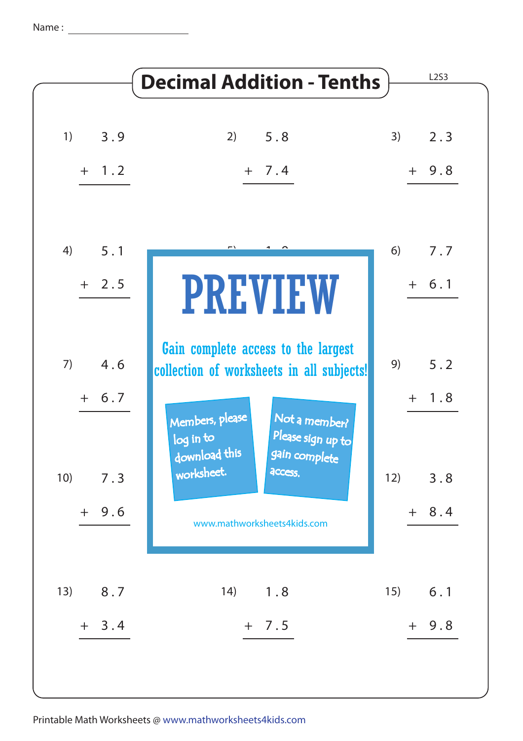Name : ____________________

# Decimal Addition - Tenths

L2S3

1) $3.9 + 1.2$

2) $5.8 + 7.4$

3) $2.3 + 9.8$

4) $5.1 + 2.5$

5) $1.9$ ...

6) $7.7 + 6.1$

7) $4.6 + 6.7$

9) $5.2 + 1.8$

10) $7.3 + 9.6$

12) $3.8 + 8.4$

13) $8.7 + 3.4$

14) $1.8 + 7.5$

15) $6.1 + 9.8$

PREVIEW

Gain complete access to the largest collection of worksheets in all subjects!

Members, please log in to download this worksheet.

Not a member? Please sign up to gain complete access.

www.mathworksheets4kids.com

Printable Math Worksheets @ www.mathworksheets4kids.com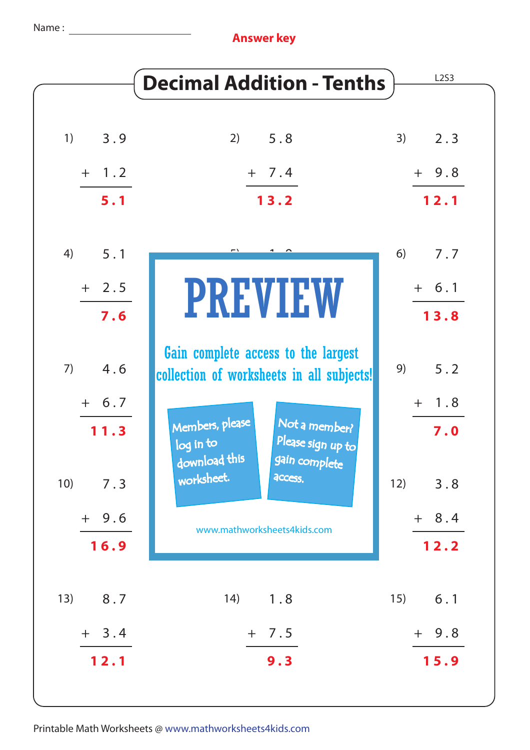Name : ____________________

**Answer key**

# Decimal Addition - Tenths

L2S3

1) $3.9 + 1.2$ = **5.1**

2) $5.8 + 7.4$ = **13.2**

3) $2.3 + 9.8$ = **12.1**

4) $5.1 + 2.5$ = **7.6**

6) $7.7 + 6.1$ = **13.8**

7) $4.6 + 6.7$ = **11.3**

9) $5.2 + 1.8$ = **7.0**

10) $7.3 + 9.6$ = **16.9**

12) $3.8 + 8.4$ = **12.2**

13) $8.7 + 3.4$ = **12.1**

14) $1.8 + 7.5$ = **9.3**

15) $6.1 + 9.8$ = **15.9**

PREVIEW

Gain complete access to the largest collection of worksheets in all subjects!

Members, please log in to download this worksheet.

Not a member? Please sign up to gain complete access.

www.mathworksheets4kids.com

Printable Math Worksheets @ www.mathworksheets4kids.com